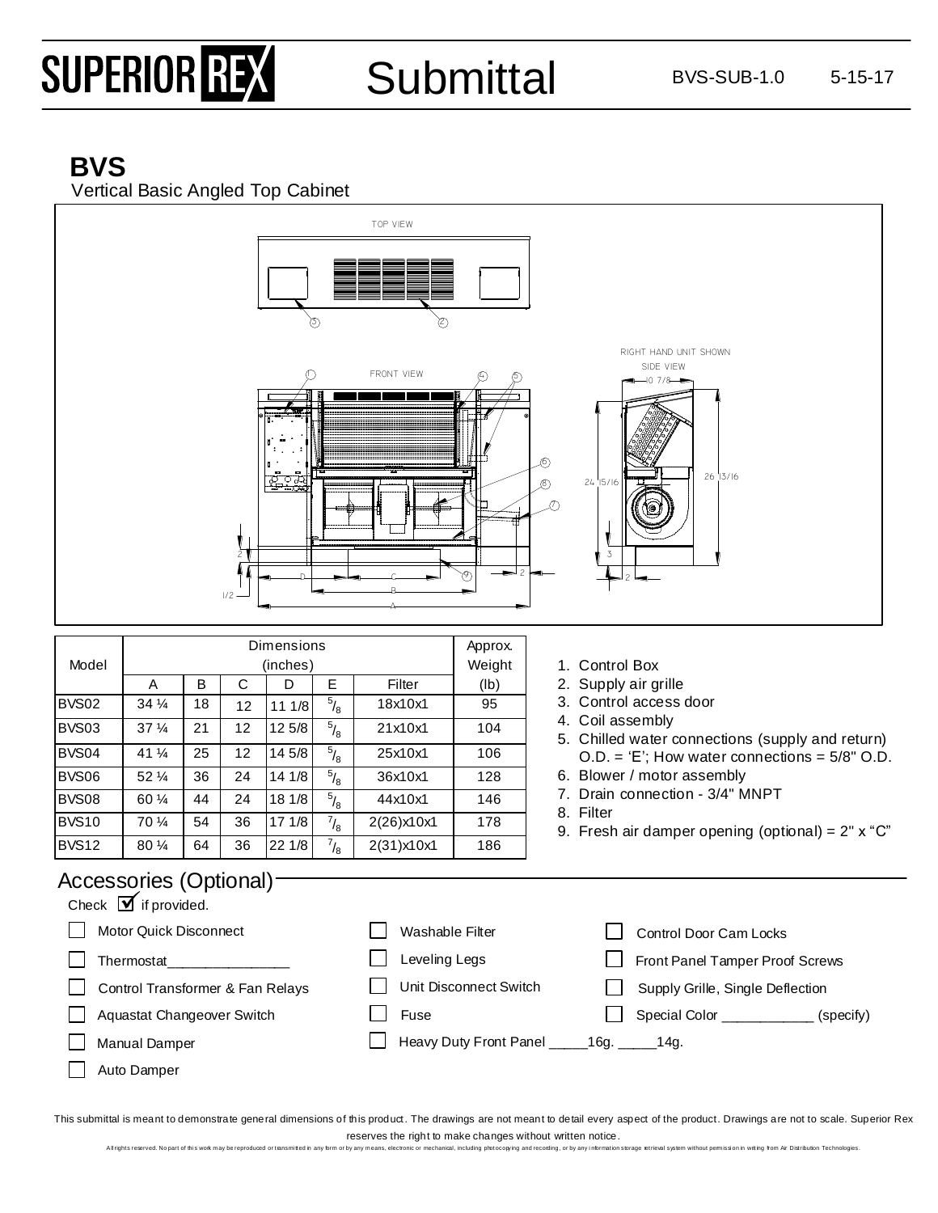# SUPERIOR REX Submittal

BVS-SUB-1.0    5-15-17

## BVS

Vertical Basic Angled Top Cabinet

TOP VIEW

FRONT VIEW

RIGHT HAND UNIT SHOWN
SIDE VIEW

| Model | Dimensions (inches) | | | | | | Approx. Weight |
|---|---|---|---|---|---|---|---|
| | A | B | C | D | E | Filter | (lb) |
| BVS02 | 34 ¼ | 18 | 12 | 11 1/8 | 5/8 | 18x10x1 | 95 |
| BVS03 | 37 ¼ | 21 | 12 | 12 5/8 | 5/8 | 21x10x1 | 104 |
| BVS04 | 41 ¼ | 25 | 12 | 14 5/8 | 5/8 | 25x10x1 | 106 |
| BVS06 | 52 ¼ | 36 | 24 | 14 1/8 | 5/8 | 36x10x1 | 128 |
| BVS08 | 60 ¼ | 44 | 24 | 18 1/8 | 5/8 | 44x10x1 | 146 |
| BVS10 | 70 ¼ | 54 | 36 | 17 1/8 | 7/8 | 2(26)x10x1 | 178 |
| BVS12 | 80 ¼ | 64 | 36 | 22 1/8 | 7/8 | 2(31)x10x1 | 186 |

1. Control Box
2. Supply air grille
3. Control access door
4. Coil assembly
5. Chilled water connections (supply and return) O.D. = 'E'; How water connections = 5/8" O.D.
6. Blower / motor assembly
7. Drain connection - 3/4" MNPT
8. Filter
9. Fresh air damper opening (optional) = 2" x "C"

## Accessories (Optional)

Check ☑ if provided.

- ☐ Motor Quick Disconnect
- ☐ Thermostat_______________
- ☐ Control Transformer & Fan Relays
- ☐ Aquastat Changeover Switch
- ☐ Manual Damper
- ☐ Auto Damper
- ☐ Washable Filter
- ☐ Leveling Legs
- ☐ Unit Disconnect Switch
- ☐ Fuse
- ☐ Heavy Duty Front Panel _____16g. _____14g.
- ☐ Control Door Cam Locks
- ☐ Front Panel Tamper Proof Screws
- ☐ Supply Grille, Single Deflection
- ☐ Special Color ___________ (specify)

This submittal is meant to demonstrate general dimensions of this product. The drawings are not meant to detail every aspect of the product. Drawings are not to scale. Superior Rex reserves the right to make changes without written notice.

All rights reserved. No part of this work may be reproduced or transmitted in any form or by any means, electronic or mechanical, including photocopying and recording, or by any information storage retrieval system without permission in writing from Air Distribution Technologies.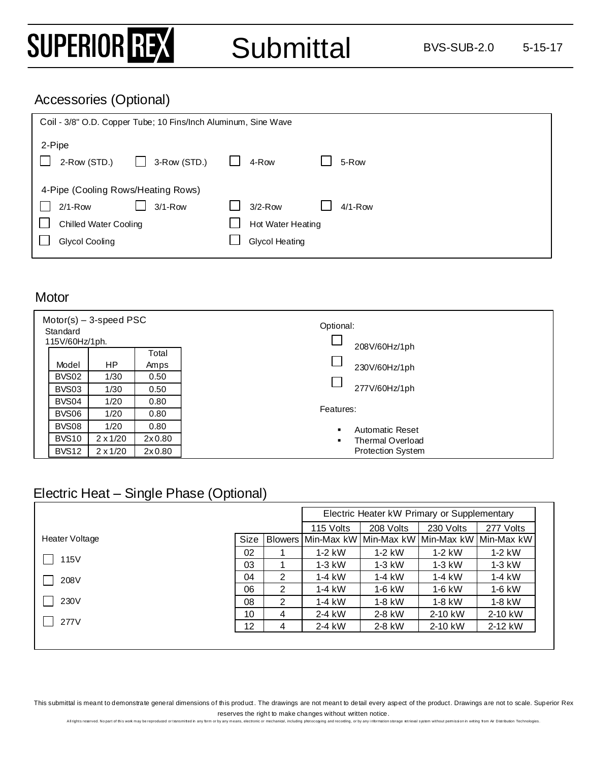## Accessories (Optional)

Coil - 3/8" O.D. Copper Tube; 10 Fins/Inch Aluminum, Sine Wave

2-Pipe

- ☐ 2-Row (STD.)
- ☐ 3-Row (STD.)
- ☐ 4-Row
- ☐ 5-Row

4-Pipe (Cooling Rows/Heating Rows)

- ☐ 2/1-Row
- ☐ 3/1-Row
- ☐ 3/2-Row
- ☐ 4/1-Row
- ☐ Chilled Water Cooling
- ☐ Hot Water Heating
- ☐ Glycol Cooling
- ☐ Glycol Heating

## Motor

Motor(s) – 3-speed PSC
Standard
115V/60Hz/1ph.

| Model | HP | Total Amps |
|---|---|---|
| BVS02 | 1/30 | 0.50 |
| BVS03 | 1/30 | 0.50 |
| BVS04 | 1/20 | 0.80 |
| BVS06 | 1/20 | 0.80 |
| BVS08 | 1/20 | 0.80 |
| BVS10 | 2 x 1/20 | 2x 0.80 |
| BVS12 | 2 x 1/20 | 2x 0.80 |

Optional:

- ☐ 208V/60Hz/1ph
- ☐ 230V/60Hz/1ph
- ☐ 277V/60Hz/1ph

Features:

- Automatic Reset
- Thermal Overload Protection System

## Electric Heat – Single Phase (Optional)

Heater Voltage

- ☐ 115V
- ☐ 208V
- ☐ 230V
- ☐ 277V

| | | Electric Heater kW Primary or Supplementary | | | |
|---|---|---|---|---|---|
| | | 115 Volts | 208 Volts | 230 Volts | 277 Volts |
| Size | Blowers | Min-Max kW | Min-Max kW | Min-Max kW | Min-Max kW |
| 02 | 1 | 1-2 kW | 1-2 kW | 1-2 kW | 1-2 kW |
| 03 | 1 | 1-3 kW | 1-3 kW | 1-3 kW | 1-3 kW |
| 04 | 2 | 1-4 kW | 1-4 kW | 1-4 kW | 1-4 kW |
| 06 | 2 | 1-4 kW | 1-6 kW | 1-6 kW | 1-6 kW |
| 08 | 2 | 1-4 kW | 1-8 kW | 1-8 kW | 1-8 kW |
| 10 | 4 | 2-4 kW | 2-8 kW | 2-10 kW | 2-10 kW |
| 12 | 4 | 2-4 kW | 2-8 kW | 2-10 kW | 2-12 kW |

This submittal is meant to demonstrate general dimensions of this product. The drawings are not meant to detail every aspect of the product. Drawings are not to scale. Superior Rex reserves the right to make changes without written notice.

All rights reserved. No part of this work may be reproduced or transmitted in any form or by any means, electronic or mechanical, including photocopying and recording, or by any information storage retrieval system without permission in writing from Air Distribution Technologies.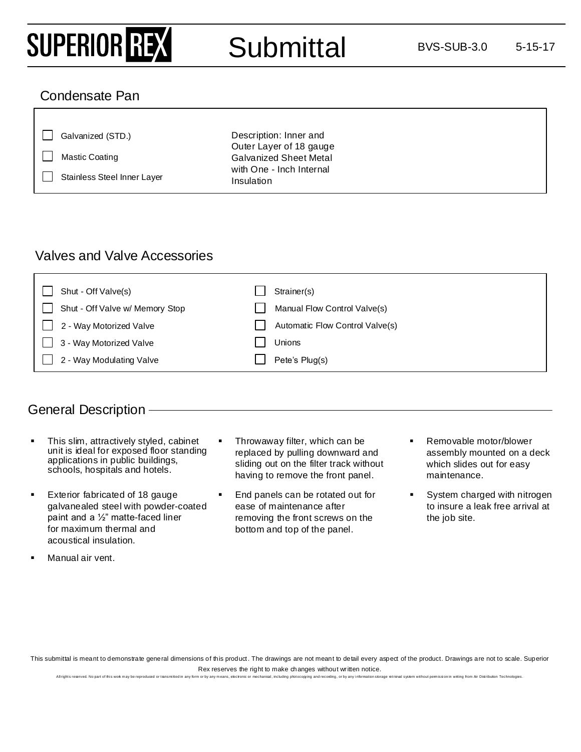## Condensate Pan

- [ ] Galvanized (STD.)
- [ ] Mastic Coating
- [ ] Stainless Steel Inner Layer

Description: Inner and Outer Layer of 18 gauge Galvanized Sheet Metal with One - Inch Internal Insulation

## Valves and Valve Accessories

- [ ] Shut - Off Valve(s)
- [ ] Shut - Off Valve w/ Memory Stop
- [ ] 2 - Way Motorized Valve
- [ ] 3 - Way Motorized Valve
- [ ] 2 - Way Modulating Valve
- [ ] Strainer(s)
- [ ] Manual Flow Control Valve(s)
- [ ] Automatic Flow Control Valve(s)
- [ ] Unions
- [ ] Pete's Plug(s)

## General Description

- This slim, attractively styled, cabinet unit is ideal for exposed floor standing applications in public buildings, schools, hospitals and hotels.
- Exterior fabricated of 18 gauge galvanealed steel with powder-coated paint and a ½" matte-faced liner for maximum thermal and acoustical insulation.
- Manual air vent.
- Throwaway filter, which can be replaced by pulling downward and sliding out on the filter track without having to remove the front panel.
- End panels can be rotated out for ease of maintenance after removing the front screws on the bottom and top of the panel.
- Removable motor/blower assembly mounted on a deck which slides out for easy maintenance.
- System charged with nitrogen to insure a leak free arrival at the job site.

This submittal is meant to demonstrate general dimensions of this product. The drawings are not meant to detail every aspect of the product. Drawings are not to scale. Superior Rex reserves the right to make changes without written notice.

All rights reserved. No part of this work may be reproduced or transmitted in any form or by any means, electronic or mechanical, including photocopying and recording, or by any information storage retrieval system without permission in writing from Air Distribution Technologies.